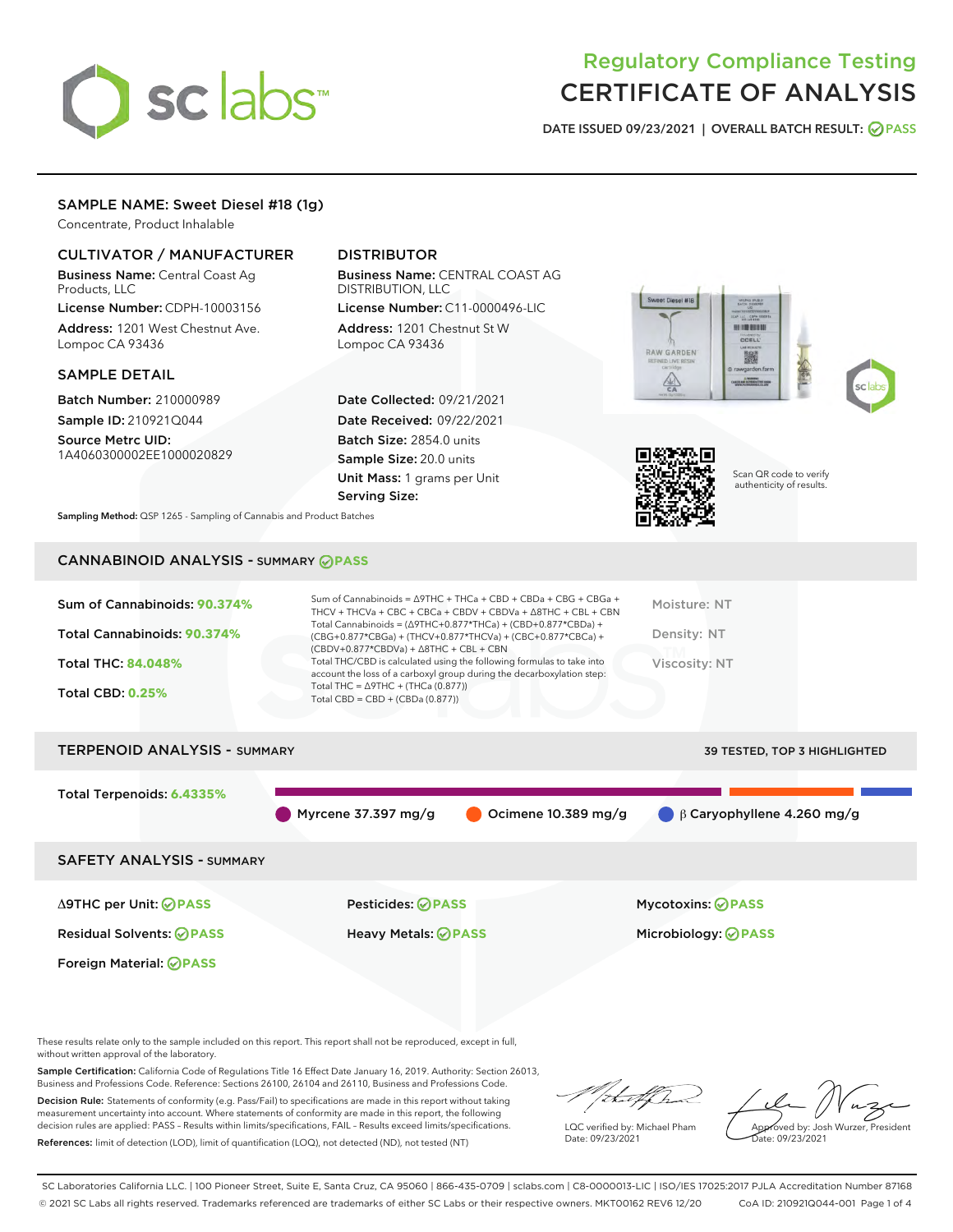# Regulatory Compliance Testing
# CERTIFICATE OF ANALYSIS

DATE ISSUED 09/23/2021 | OVERALL BATCH RESULT: PASS

## SAMPLE NAME: Sweet Diesel #18 (1g)

Concentrate, Product Inhalable

### CULTIVATOR / MANUFACTURER

**Business Name:** Central Coast Ag Products, LLC
**License Number:** CDPH-10003156
**Address:** 1201 West Chestnut Ave. Lompoc CA 93436

### DISTRIBUTOR

**Business Name:** CENTRAL COAST AG DISTRIBUTION, LLC
**License Number:** C11-0000496-LIC
**Address:** 1201 Chestnut St W Lompoc CA 93436

### SAMPLE DETAIL

**Batch Number:** 210000989
**Sample ID:** 210921Q044
**Source Metrc UID:** 1A4060300002EE1000020829

**Date Collected:** 09/21/2021
**Date Received:** 09/22/2021
**Batch Size:** 2854.0 units
**Sample Size:** 20.0 units
**Unit Mass:** 1 grams per Unit
**Serving Size:**

Scan QR code to verify authenticity of results.

**Sampling Method:** QSP 1265 - Sampling of Cannabis and Product Batches

## CANNABINOID ANALYSIS - SUMMARY PASS

Sum of Cannabinoids: **90.374%**
Total Cannabinoids: **90.374%**
Total THC: **84.048%**
Total CBD: **0.25%**

Sum of Cannabinoids = Δ9THC + THCa + CBD + CBDa + CBG + CBGa + THCV + THCVa + CBC + CBCa + CBDV + CBDVa + Δ8THC + CBL + CBN
Total Cannabinoids = (Δ9THC+0.877*THCa) + (CBD+0.877*CBDa) + (CBG+0.877*CBGa) + (THCV+0.877*THCVa) + (CBC+0.877*CBCa) + (CBDV+0.877*CBDVa) + Δ8THC + CBL + CBN
Total THC/CBD is calculated using the following formulas to take into account the loss of a carboxyl group during the decarboxylation step:
Total THC = Δ9THC + (THCa (0.877))
Total CBD = CBD + (CBDa (0.877))

Moisture: NT
Density: NT
Viscosity: NT

## TERPENOID ANALYSIS - SUMMARY

39 TESTED, TOP 3 HIGHLIGHTED

Total Terpenoids: **6.4335%**

Myrcene 37.397 mg/g | Ocimene 10.389 mg/g | β Caryophyllene 4.260 mg/g

## SAFETY ANALYSIS - SUMMARY

| | | |
|---|---|---|
| Δ9THC per Unit: PASS | Pesticides: PASS | Mycotoxins: PASS |
| Residual Solvents: PASS | Heavy Metals: PASS | Microbiology: PASS |
| Foreign Material: PASS | | |

These results relate only to the sample included on this report. This report shall not be reproduced, except in full, without written approval of the laboratory.

**Sample Certification:** California Code of Regulations Title 16 Effect Date January 16, 2019. Authority: Section 26013, Business and Professions Code. Reference: Sections 26100, 26104 and 26110, Business and Professions Code.

**Decision Rule:** Statements of conformity (e.g. Pass/Fail) to specifications are made in this report without taking measurement uncertainty into account. Where statements of conformity are made in this report, the following decision rules are applied: PASS – Results within limits/specifications, FAIL – Results exceed limits/specifications.

**References:** limit of detection (LOD), limit of quantification (LOQ), not detected (ND), not tested (NT)

LQC verified by: Michael Pham
Date: 09/23/2021

Approved by: Josh Wurzer, President
Date: 09/23/2021

SC Laboratories California LLC. | 100 Pioneer Street, Suite E, Santa Cruz, CA 95060 | 866-435-0709 | sclabs.com | C8-0000013-LIC | ISO/IES 17025:2017 PJLA Accreditation Number 87168
© 2021 SC Labs all rights reserved. Trademarks referenced are trademarks of either SC Labs or their respective owners. MKT00162 REV6 12/20 CoA ID: 210921Q044-001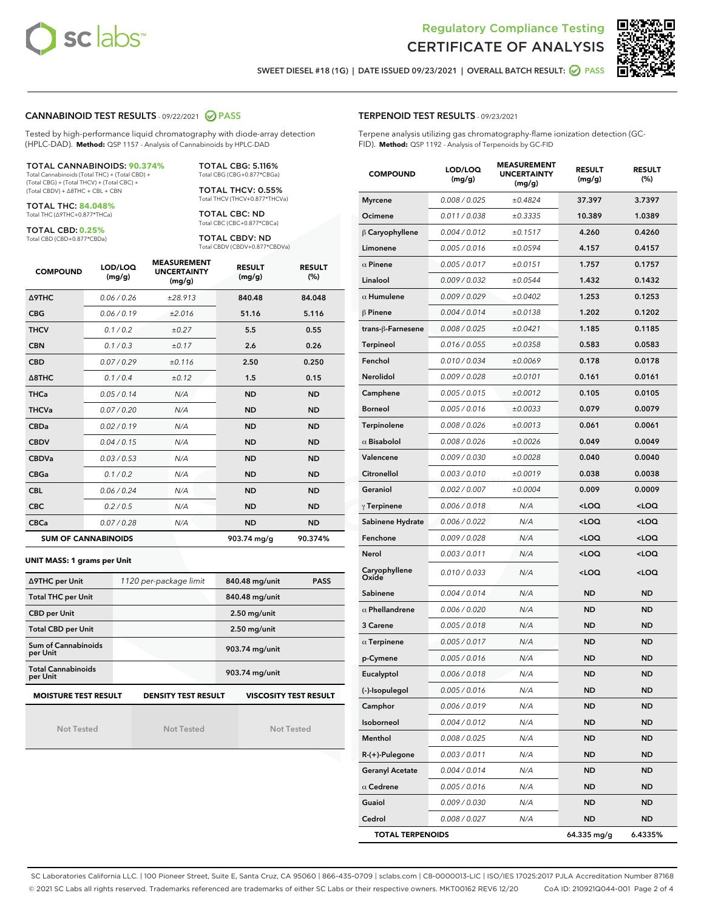Regulatory Compliance Testing

# CERTIFICATE OF ANALYSIS

SWEET DIESEL #18 (1G) | DATE ISSUED 09/23/2021 | OVERALL BATCH RESULT: PASS

## CANNABINOID TEST RESULTS - 09/22/2021 PASS

Tested by high-performance liquid chromatography with diode-array detection (HPLC-DAD). **Method:** QSP 1157 - Analysis of Cannabinoids by HPLC-DAD

**TOTAL CANNABINOIDS: 90.374%**
Total Cannabinoids (Total THC) + (Total CBD) + (Total CBG) + (Total THCV) + (Total CBC) + (Total CBDV) + Δ8THC + CBL + CBN

**TOTAL THC: 84.048%**
Total THC (Δ9THC+0.877*THCa)

**TOTAL CBD: 0.25%**
Total CBD (CBD+0.877*CBDa)

**TOTAL CBG: 5.116%**
Total CBG (CBG+0.877*CBGa)

**TOTAL THCV: 0.55%**
Total THCV (THCV+0.877*THCVa)

**TOTAL CBC: ND**
Total CBC (CBC+0.877*CBCa)

**TOTAL CBDV: ND**
Total CBDV (CBDV+0.877*CBDVa)

| COMPOUND | LOD/LOQ (mg/g) | MEASUREMENT UNCERTAINTY (mg/g) | RESULT (mg/g) | RESULT (%) |
|---|---|---|---|---|
| Δ9THC | 0.06 / 0.26 | ±28.913 | 840.48 | 84.048 |
| CBG | 0.06 / 0.19 | ±2.016 | 51.16 | 5.116 |
| THCV | 0.1 / 0.2 | ±0.27 | 5.5 | 0.55 |
| CBN | 0.1 / 0.3 | ±0.17 | 2.6 | 0.26 |
| CBD | 0.07 / 0.29 | ±0.116 | 2.50 | 0.250 |
| Δ8THC | 0.1 / 0.4 | ±0.12 | 1.5 | 0.15 |
| THCa | 0.05 / 0.14 | N/A | ND | ND |
| THCVa | 0.07 / 0.20 | N/A | ND | ND |
| CBDa | 0.02 / 0.19 | N/A | ND | ND |
| CBDV | 0.04 / 0.15 | N/A | ND | ND |
| CBDVa | 0.03 / 0.53 | N/A | ND | ND |
| CBGa | 0.1 / 0.2 | N/A | ND | ND |
| CBL | 0.06 / 0.24 | N/A | ND | ND |
| CBC | 0.2 / 0.5 | N/A | ND | ND |
| CBCa | 0.07 / 0.28 | N/A | ND | ND |
| **SUM OF CANNABINOIDS** | | | 903.74 mg/g | 90.374% |

**UNIT MASS: 1 grams per Unit**

| | | | |
|---|---|---|---|
| Δ9THC per Unit | 1120 per-package limit | 840.48 mg/unit | PASS |
| Total THC per Unit | | 840.48 mg/unit | |
| CBD per Unit | | 2.50 mg/unit | |
| Total CBD per Unit | | 2.50 mg/unit | |
| Sum of Cannabinoids per Unit | | 903.74 mg/unit | |
| Total Cannabinoids per Unit | | 903.74 mg/unit | |

| MOISTURE TEST RESULT | DENSITY TEST RESULT | VISCOSITY TEST RESULT |
|---|---|---|
| Not Tested | Not Tested | Not Tested |

## TERPENOID TEST RESULTS - 09/23/2021

Terpene analysis utilizing gas chromatography-flame ionization detection (GC-FID). **Method:** QSP 1192 - Analysis of Terpenoids by GC-FID

| COMPOUND | LOD/LOQ (mg/g) | MEASUREMENT UNCERTAINTY (mg/g) | RESULT (mg/g) | RESULT (%) |
|---|---|---|---|---|
| Myrcene | 0.008 / 0.025 | ±0.4824 | 37.397 | 3.7397 |
| Ocimene | 0.011 / 0.038 | ±0.3335 | 10.389 | 1.0389 |
| β Caryophyllene | 0.004 / 0.012 | ±0.1517 | 4.260 | 0.4260 |
| Limonene | 0.005 / 0.016 | ±0.0594 | 4.157 | 0.4157 |
| α Pinene | 0.005 / 0.017 | ±0.0151 | 1.757 | 0.1757 |
| Linalool | 0.009 / 0.032 | ±0.0544 | 1.432 | 0.1432 |
| α Humulene | 0.009 / 0.029 | ±0.0402 | 1.253 | 0.1253 |
| β Pinene | 0.004 / 0.014 | ±0.0138 | 1.202 | 0.1202 |
| trans-β-Farnesene | 0.008 / 0.025 | ±0.0421 | 1.185 | 0.1185 |
| Terpineol | 0.016 / 0.055 | ±0.0358 | 0.583 | 0.0583 |
| Fenchol | 0.010 / 0.034 | ±0.0069 | 0.178 | 0.0178 |
| Nerolidol | 0.009 / 0.028 | ±0.0101 | 0.161 | 0.0161 |
| Camphene | 0.005 / 0.015 | ±0.0012 | 0.105 | 0.0105 |
| Borneol | 0.005 / 0.016 | ±0.0033 | 0.079 | 0.0079 |
| Terpinolene | 0.008 / 0.026 | ±0.0013 | 0.061 | 0.0061 |
| α Bisabolol | 0.008 / 0.026 | ±0.0026 | 0.049 | 0.0049 |
| Valencene | 0.009 / 0.030 | ±0.0028 | 0.040 | 0.0040 |
| Citronellol | 0.003 / 0.010 | ±0.0019 | 0.038 | 0.0038 |
| Geraniol | 0.002 / 0.007 | ±0.0004 | 0.009 | 0.0009 |
| γ Terpinene | 0.006 / 0.018 | N/A | <LOQ | <LOQ |
| Sabinene Hydrate | 0.006 / 0.022 | N/A | <LOQ | <LOQ |
| Fenchone | 0.009 / 0.028 | N/A | <LOQ | <LOQ |
| Nerol | 0.003 / 0.011 | N/A | <LOQ | <LOQ |
| Caryophyllene Oxide | 0.010 / 0.033 | N/A | <LOQ | <LOQ |
| Sabinene | 0.004 / 0.014 | N/A | ND | ND |
| α Phellandrene | 0.006 / 0.020 | N/A | ND | ND |
| 3 Carene | 0.005 / 0.018 | N/A | ND | ND |
| α Terpinene | 0.005 / 0.017 | N/A | ND | ND |
| p-Cymene | 0.005 / 0.016 | N/A | ND | ND |
| Eucalyptol | 0.006 / 0.018 | N/A | ND | ND |
| (-)-Isopulegol | 0.005 / 0.016 | N/A | ND | ND |
| Camphor | 0.006 / 0.019 | N/A | ND | ND |
| Isoborneol | 0.004 / 0.012 | N/A | ND | ND |
| Menthol | 0.008 / 0.025 | N/A | ND | ND |
| R-(+)-Pulegone | 0.003 / 0.011 | N/A | ND | ND |
| Geranyl Acetate | 0.004 / 0.014 | N/A | ND | ND |
| α Cedrene | 0.005 / 0.016 | N/A | ND | ND |
| Guaiol | 0.009 / 0.030 | N/A | ND | ND |
| Cedrol | 0.008 / 0.027 | N/A | ND | ND |
| **TOTAL TERPENOIDS** | | | 64.335 mg/g | 6.4335% |

SC Laboratories California LLC. | 100 Pioneer Street, Suite E, Santa Cruz, CA 95060 | 866-435-0709 | sclabs.com | C8-0000013-LIC | ISO/IES 17025:2017 PJLA Accreditation Number 87168
© 2021 SC Labs all rights reserved. Trademarks referenced are trademarks of either SC Labs or their respective owners. MKT00162 REV6 12/20 CoA ID: 210921Q044-001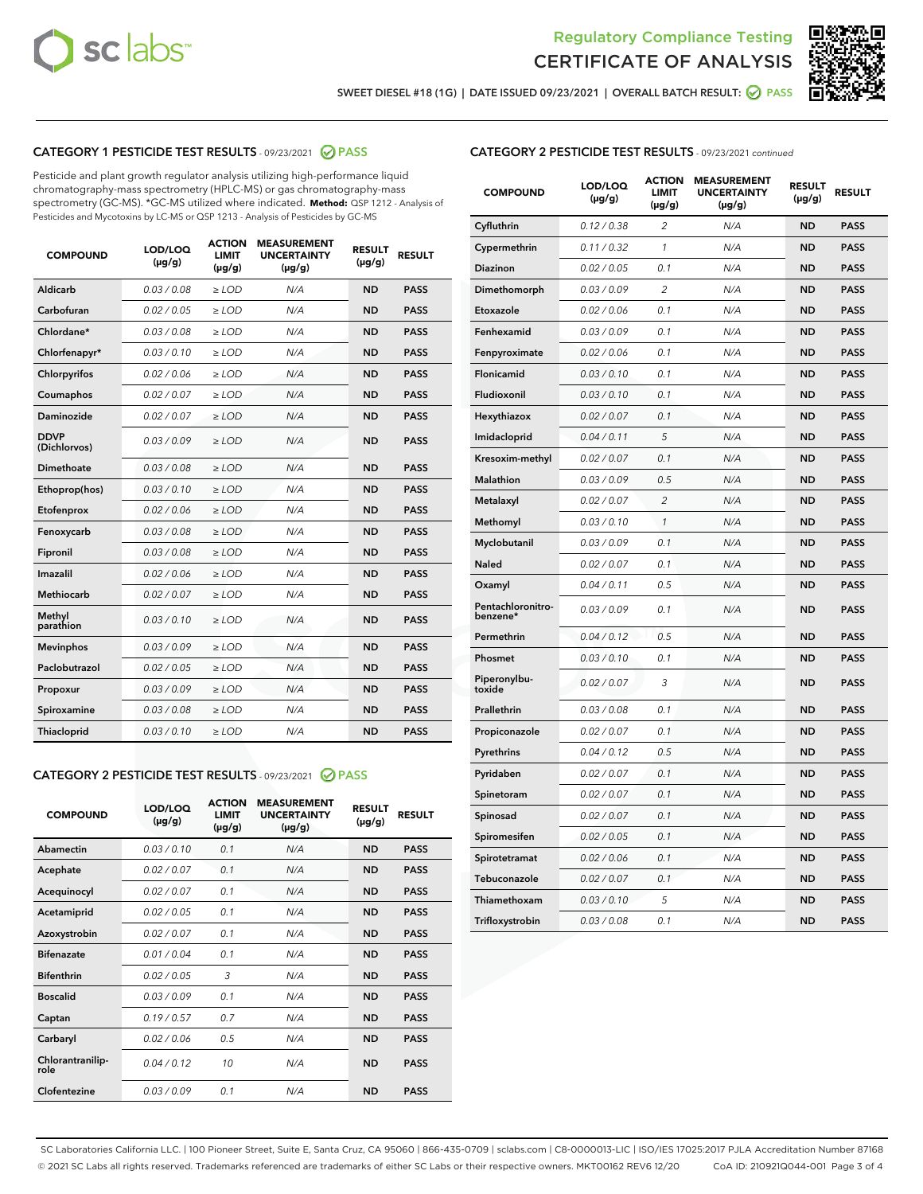Regulatory Compliance Testing
CERTIFICATE OF ANALYSIS

SWEET DIESEL #18 (1G) | DATE ISSUED 09/23/2021 | OVERALL BATCH RESULT: PASS

## CATEGORY 1 PESTICIDE TEST RESULTS - 09/23/2021 PASS

Pesticide and plant growth regulator analysis utilizing high-performance liquid chromatography-mass spectrometry (HPLC-MS) or gas chromatography-mass spectrometry (GC-MS). *GC-MS utilized where indicated. **Method:** QSP 1212 - Analysis of Pesticides and Mycotoxins by LC-MS or QSP 1213 - Analysis of Pesticides by GC-MS

| COMPOUND | LOD/LOQ (µg/g) | ACTION LIMIT (µg/g) | MEASUREMENT UNCERTAINTY (µg/g) | RESULT (µg/g) | RESULT |
|---|---|---|---|---|---|
| Aldicarb | 0.03 / 0.08 | ≥ LOD | N/A | ND | PASS |
| Carbofuran | 0.02 / 0.05 | ≥ LOD | N/A | ND | PASS |
| Chlordane* | 0.03 / 0.08 | ≥ LOD | N/A | ND | PASS |
| Chlorfenapyr* | 0.03 / 0.10 | ≥ LOD | N/A | ND | PASS |
| Chlorpyrifos | 0.02 / 0.06 | ≥ LOD | N/A | ND | PASS |
| Coumaphos | 0.02 / 0.07 | ≥ LOD | N/A | ND | PASS |
| Daminozide | 0.02 / 0.07 | ≥ LOD | N/A | ND | PASS |
| DDVP (Dichlorvos) | 0.03 / 0.09 | ≥ LOD | N/A | ND | PASS |
| Dimethoate | 0.03 / 0.08 | ≥ LOD | N/A | ND | PASS |
| Ethoprop(hos) | 0.03 / 0.10 | ≥ LOD | N/A | ND | PASS |
| Etofenprox | 0.02 / 0.06 | ≥ LOD | N/A | ND | PASS |
| Fenoxycarb | 0.03 / 0.08 | ≥ LOD | N/A | ND | PASS |
| Fipronil | 0.03 / 0.08 | ≥ LOD | N/A | ND | PASS |
| Imazalil | 0.02 / 0.06 | ≥ LOD | N/A | ND | PASS |
| Methiocarb | 0.02 / 0.07 | ≥ LOD | N/A | ND | PASS |
| Methyl parathion | 0.03 / 0.10 | ≥ LOD | N/A | ND | PASS |
| Mevinphos | 0.03 / 0.09 | ≥ LOD | N/A | ND | PASS |
| Paclobutrazol | 0.02 / 0.05 | ≥ LOD | N/A | ND | PASS |
| Propoxur | 0.03 / 0.09 | ≥ LOD | N/A | ND | PASS |
| Spiroxamine | 0.03 / 0.08 | ≥ LOD | N/A | ND | PASS |
| Thiacloprid | 0.03 / 0.10 | ≥ LOD | N/A | ND | PASS |

## CATEGORY 2 PESTICIDE TEST RESULTS - 09/23/2021 PASS

| COMPOUND | LOD/LOQ (µg/g) | ACTION LIMIT (µg/g) | MEASUREMENT UNCERTAINTY (µg/g) | RESULT (µg/g) | RESULT |
|---|---|---|---|---|---|
| Abamectin | 0.03 / 0.10 | 0.1 | N/A | ND | PASS |
| Acephate | 0.02 / 0.07 | 0.1 | N/A | ND | PASS |
| Acequinocyl | 0.02 / 0.07 | 0.1 | N/A | ND | PASS |
| Acetamiprid | 0.02 / 0.05 | 0.1 | N/A | ND | PASS |
| Azoxystrobin | 0.02 / 0.07 | 0.1 | N/A | ND | PASS |
| Bifenazate | 0.01 / 0.04 | 0.1 | N/A | ND | PASS |
| Bifenthrin | 0.02 / 0.05 | 3 | N/A | ND | PASS |
| Boscalid | 0.03 / 0.09 | 0.1 | N/A | ND | PASS |
| Captan | 0.19 / 0.57 | 0.7 | N/A | ND | PASS |
| Carbaryl | 0.02 / 0.06 | 0.5 | N/A | ND | PASS |
| Chlorantraniliprole | 0.04 / 0.12 | 10 | N/A | ND | PASS |
| Clofentezine | 0.03 / 0.09 | 0.1 | N/A | ND | PASS |
| Cyfluthrin | 0.12 / 0.38 | 2 | N/A | ND | PASS |
| Cypermethrin | 0.11 / 0.32 | 1 | N/A | ND | PASS |
| Diazinon | 0.02 / 0.05 | 0.1 | N/A | ND | PASS |
| Dimethomorph | 0.03 / 0.09 | 2 | N/A | ND | PASS |
| Etoxazole | 0.02 / 0.06 | 0.1 | N/A | ND | PASS |
| Fenhexamid | 0.03 / 0.09 | 0.1 | N/A | ND | PASS |
| Fenpyroximate | 0.02 / 0.06 | 0.1 | N/A | ND | PASS |
| Flonicamid | 0.03 / 0.10 | 0.1 | N/A | ND | PASS |
| Fludioxonil | 0.03 / 0.10 | 0.1 | N/A | ND | PASS |
| Hexythiazox | 0.02 / 0.07 | 0.1 | N/A | ND | PASS |
| Imidacloprid | 0.04 / 0.11 | 5 | N/A | ND | PASS |
| Kresoxim-methyl | 0.02 / 0.07 | 0.1 | N/A | ND | PASS |
| Malathion | 0.03 / 0.09 | 0.5 | N/A | ND | PASS |
| Metalaxyl | 0.02 / 0.07 | 2 | N/A | ND | PASS |
| Methomyl | 0.03 / 0.10 | 1 | N/A | ND | PASS |
| Myclobutanil | 0.03 / 0.09 | 0.1 | N/A | ND | PASS |
| Naled | 0.02 / 0.07 | 0.1 | N/A | ND | PASS |
| Oxamyl | 0.04 / 0.11 | 0.5 | N/A | ND | PASS |
| Pentachloronitrobenzene* | 0.03 / 0.09 | 0.1 | N/A | ND | PASS |
| Permethrin | 0.04 / 0.12 | 0.5 | N/A | ND | PASS |
| Phosmet | 0.03 / 0.10 | 0.1 | N/A | ND | PASS |
| Piperonylbutoxide | 0.02 / 0.07 | 3 | N/A | ND | PASS |
| Prallethrin | 0.03 / 0.08 | 0.1 | N/A | ND | PASS |
| Propiconazole | 0.02 / 0.07 | 0.1 | N/A | ND | PASS |
| Pyrethrins | 0.04 / 0.12 | 0.5 | N/A | ND | PASS |
| Pyridaben | 0.02 / 0.07 | 0.1 | N/A | ND | PASS |
| Spinetoram | 0.02 / 0.07 | 0.1 | N/A | ND | PASS |
| Spinosad | 0.02 / 0.07 | 0.1 | N/A | ND | PASS |
| Spiromesifen | 0.02 / 0.05 | 0.1 | N/A | ND | PASS |
| Spirotetramat | 0.02 / 0.06 | 0.1 | N/A | ND | PASS |
| Tebuconazole | 0.02 / 0.07 | 0.1 | N/A | ND | PASS |
| Thiamethoxam | 0.03 / 0.10 | 5 | N/A | ND | PASS |
| Trifloxystrobin | 0.03 / 0.08 | 0.1 | N/A | ND | PASS |

SC Laboratories California LLC. | 100 Pioneer Street, Suite E, Santa Cruz, CA 95060 | 866-435-0709 | sclabs.com | C8-0000013-LIC | ISO/IES 17025:2017 PJLA Accreditation Number 87168
© 2021 SC Labs all rights reserved. Trademarks referenced are trademarks of either SC Labs or their respective owners. MKT00162 REV6 12/20 CoA ID: 210921Q044-001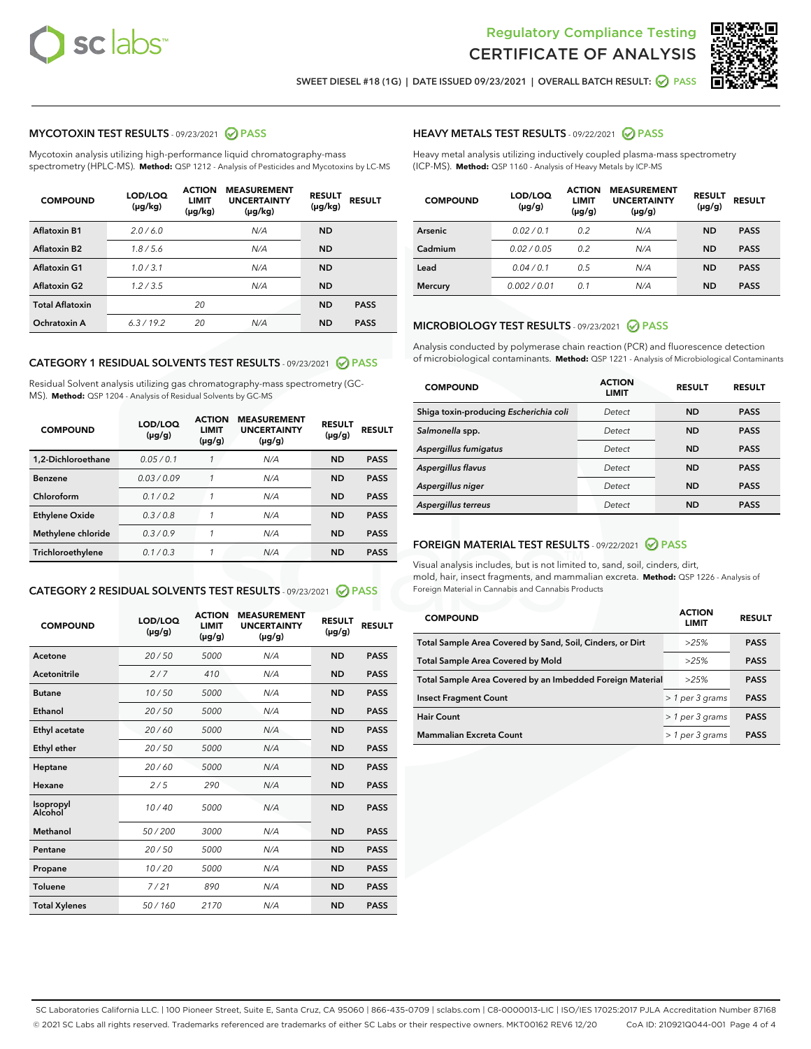Regulatory Compliance Testing

# CERTIFICATE OF ANALYSIS

SWEET DIESEL #18 (1G) | DATE ISSUED 09/23/2021 | OVERALL BATCH RESULT: PASS

## MYCOTOXIN TEST RESULTS - 09/23/2021 PASS

Mycotoxin analysis utilizing high-performance liquid chromatography-mass spectrometry (HPLC-MS). **Method:** QSP 1212 - Analysis of Pesticides and Mycotoxins by LC-MS

| COMPOUND | LOD/LOQ (µg/kg) | ACTION LIMIT (µg/kg) | MEASUREMENT UNCERTAINTY (µg/kg) | RESULT (µg/kg) | RESULT |
|---|---|---|---|---|---|
| Aflatoxin B1 | 2.0 / 6.0 | | N/A | ND | |
| Aflatoxin B2 | 1.8 / 5.6 | | N/A | ND | |
| Aflatoxin G1 | 1.0 / 3.1 | | N/A | ND | |
| Aflatoxin G2 | 1.2 / 3.5 | | N/A | ND | |
| Total Aflatoxin | | 20 | | ND | PASS |
| Ochratoxin A | 6.3 / 19.2 | 20 | N/A | ND | PASS |

## CATEGORY 1 RESIDUAL SOLVENTS TEST RESULTS - 09/23/2021 PASS

Residual Solvent analysis utilizing gas chromatography-mass spectrometry (GC-MS). **Method:** QSP 1204 - Analysis of Residual Solvents by GC-MS

| COMPOUND | LOD/LOQ (µg/g) | ACTION LIMIT (µg/g) | MEASUREMENT UNCERTAINTY (µg/g) | RESULT (µg/g) | RESULT |
|---|---|---|---|---|---|
| 1,2-Dichloroethane | 0.05 / 0.1 | 1 | N/A | ND | PASS |
| Benzene | 0.03 / 0.09 | 1 | N/A | ND | PASS |
| Chloroform | 0.1 / 0.2 | 1 | N/A | ND | PASS |
| Ethylene Oxide | 0.3 / 0.8 | 1 | N/A | ND | PASS |
| Methylene chloride | 0.3 / 0.9 | 1 | N/A | ND | PASS |
| Trichloroethylene | 0.1 / 0.3 | 1 | N/A | ND | PASS |

## CATEGORY 2 RESIDUAL SOLVENTS TEST RESULTS - 09/23/2021 PASS

| COMPOUND | LOD/LOQ (µg/g) | ACTION LIMIT (µg/g) | MEASUREMENT UNCERTAINTY (µg/g) | RESULT (µg/g) | RESULT |
|---|---|---|---|---|---|
| Acetone | 20 / 50 | 5000 | N/A | ND | PASS |
| Acetonitrile | 2 / 7 | 410 | N/A | ND | PASS |
| Butane | 10 / 50 | 5000 | N/A | ND | PASS |
| Ethanol | 20 / 50 | 5000 | N/A | ND | PASS |
| Ethyl acetate | 20 / 60 | 5000 | N/A | ND | PASS |
| Ethyl ether | 20 / 50 | 5000 | N/A | ND | PASS |
| Heptane | 20 / 60 | 5000 | N/A | ND | PASS |
| Hexane | 2 / 5 | 290 | N/A | ND | PASS |
| Isopropyl Alcohol | 10 / 40 | 5000 | N/A | ND | PASS |
| Methanol | 50 / 200 | 3000 | N/A | ND | PASS |
| Pentane | 20 / 50 | 5000 | N/A | ND | PASS |
| Propane | 10 / 20 | 5000 | N/A | ND | PASS |
| Toluene | 7 / 21 | 890 | N/A | ND | PASS |
| Total Xylenes | 50 / 160 | 2170 | N/A | ND | PASS |

## HEAVY METALS TEST RESULTS - 09/22/2021 PASS

Heavy metal analysis utilizing inductively coupled plasma-mass spectrometry (ICP-MS). **Method:** QSP 1160 - Analysis of Heavy Metals by ICP-MS

| COMPOUND | LOD/LOQ (µg/g) | ACTION LIMIT (µg/g) | MEASUREMENT UNCERTAINTY (µg/g) | RESULT (µg/g) | RESULT |
|---|---|---|---|---|---|
| Arsenic | 0.02 / 0.1 | 0.2 | N/A | ND | PASS |
| Cadmium | 0.02 / 0.05 | 0.2 | N/A | ND | PASS |
| Lead | 0.04 / 0.1 | 0.5 | N/A | ND | PASS |
| Mercury | 0.002 / 0.01 | 0.1 | N/A | ND | PASS |

## MICROBIOLOGY TEST RESULTS - 09/23/2021 PASS

Analysis conducted by polymerase chain reaction (PCR) and fluorescence detection of microbiological contaminants. **Method:** QSP 1221 - Analysis of Microbiological Contaminants

| COMPOUND | ACTION LIMIT | RESULT | RESULT |
|---|---|---|---|
| Shiga toxin-producing *Escherichia coli* | Detect | ND | PASS |
| *Salmonella* spp. | Detect | ND | PASS |
| *Aspergillus fumigatus* | Detect | ND | PASS |
| *Aspergillus flavus* | Detect | ND | PASS |
| *Aspergillus niger* | Detect | ND | PASS |
| *Aspergillus terreus* | Detect | ND | PASS |

## FOREIGN MATERIAL TEST RESULTS - 09/22/2021 PASS

Visual analysis includes, but is not limited to, sand, soil, cinders, dirt, mold, hair, insect fragments, and mammalian excreta. **Method:** QSP 1226 - Analysis of Foreign Material in Cannabis and Cannabis Products

| COMPOUND | ACTION LIMIT | RESULT |
|---|---|---|
| Total Sample Area Covered by Sand, Soil, Cinders, or Dirt | >25% | PASS |
| Total Sample Area Covered by Mold | >25% | PASS |
| Total Sample Area Covered by an Imbedded Foreign Material | >25% | PASS |
| Insect Fragment Count | > 1 per 3 grams | PASS |
| Hair Count | > 1 per 3 grams | PASS |
| Mammalian Excreta Count | > 1 per 3 grams | PASS |

SC Laboratories California LLC. | 100 Pioneer Street, Suite E, Santa Cruz, CA 95060 | 866-435-0709 | sclabs.com | C8-0000013-LIC | ISO/IES 17025:2017 PJLA Accreditation Number 87168
© 2021 SC Labs all rights reserved. Trademarks referenced are trademarks of either SC Labs or their respective owners. MKT00162 REV6 12/20 CoA ID: 210921Q044-001